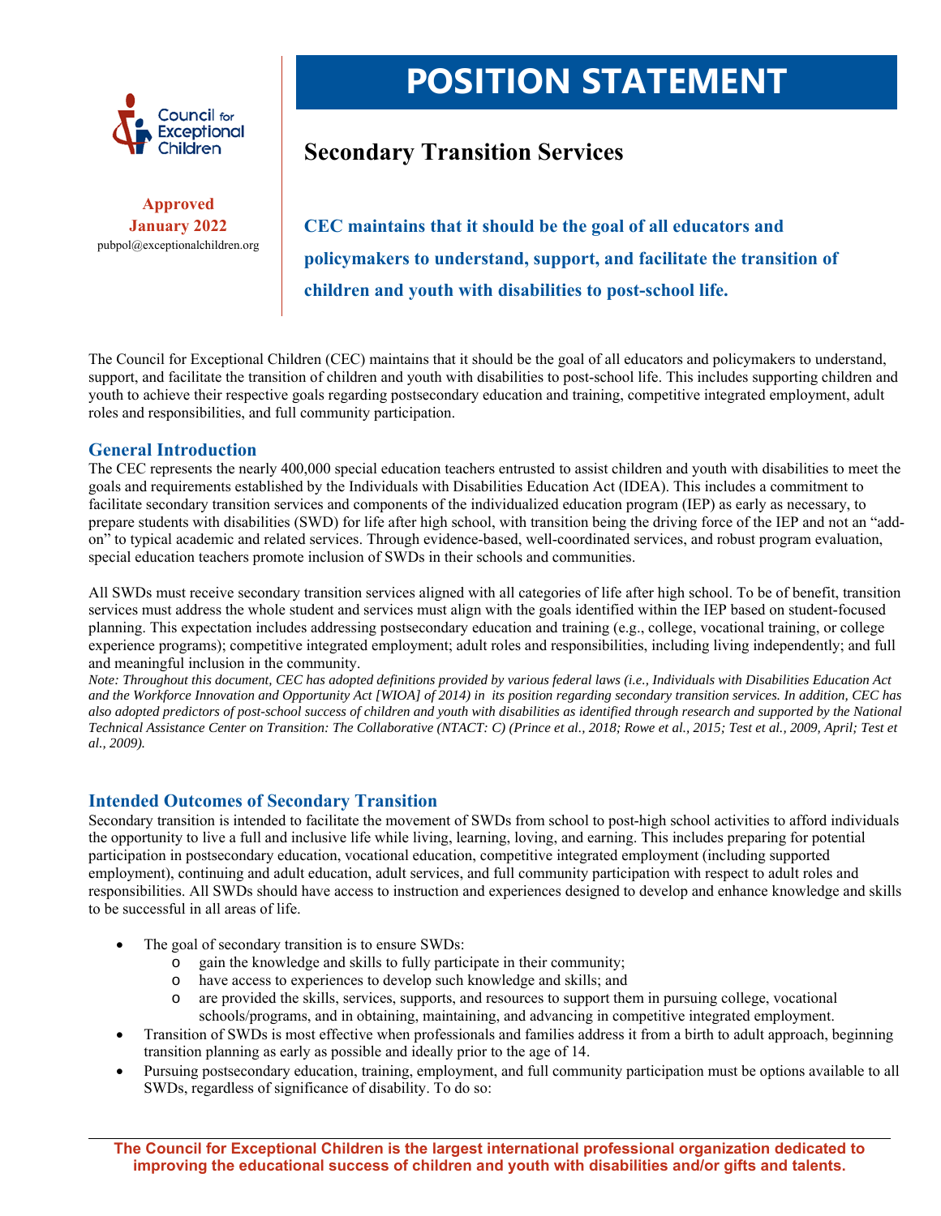Council for Exceptional Children

**Approved**
**January 2022**
pubpol@exceptionalchildren.org

# POSITION STATEMENT

## Secondary Transition Services

**CEC maintains that it should be the goal of all educators and policymakers to understand, support, and facilitate the transition of children and youth with disabilities to post-school life.**

The Council for Exceptional Children (CEC) maintains that it should be the goal of all educators and policymakers to understand, support, and facilitate the transition of children and youth with disabilities to post-school life. This includes supporting children and youth to achieve their respective goals regarding postsecondary education and training, competitive integrated employment, adult roles and responsibilities, and full community participation.

### General Introduction

The CEC represents the nearly 400,000 special education teachers entrusted to assist children and youth with disabilities to meet the goals and requirements established by the Individuals with Disabilities Education Act (IDEA). This includes a commitment to facilitate secondary transition services and components of the individualized education program (IEP) as early as necessary, to prepare students with disabilities (SWD) for life after high school, with transition being the driving force of the IEP and not an "add-on" to typical academic and related services. Through evidence-based, well-coordinated services, and robust program evaluation, special education teachers promote inclusion of SWDs in their schools and communities.

All SWDs must receive secondary transition services aligned with all categories of life after high school. To be of benefit, transition services must address the whole student and services must align with the goals identified within the IEP based on student-focused planning. This expectation includes addressing postsecondary education and training (e.g., college, vocational training, or college experience programs); competitive integrated employment; adult roles and responsibilities, including living independently; and full and meaningful inclusion in the community.

*Note: Throughout this document, CEC has adopted definitions provided by various federal laws (i.e., Individuals with Disabilities Education Act and the Workforce Innovation and Opportunity Act [WIOA] of 2014) in its position regarding secondary transition services. In addition, CEC has also adopted predictors of post-school success of children and youth with disabilities as identified through research and supported by the National Technical Assistance Center on Transition: The Collaborative (NTACT: C) (Prince et al., 2018; Rowe et al., 2015; Test et al., 2009, April; Test et al., 2009).*

### Intended Outcomes of Secondary Transition

Secondary transition is intended to facilitate the movement of SWDs from school to post-high school activities to afford individuals the opportunity to live a full and inclusive life while living, learning, loving, and earning. This includes preparing for potential participation in postsecondary education, vocational education, competitive integrated employment (including supported employment), continuing and adult education, adult services, and full community participation with respect to adult roles and responsibilities. All SWDs should have access to instruction and experiences designed to develop and enhance knowledge and skills to be successful in all areas of life.

- The goal of secondary transition is to ensure SWDs:
  - gain the knowledge and skills to fully participate in their community;
  - have access to experiences to develop such knowledge and skills; and
  - are provided the skills, services, supports, and resources to support them in pursuing college, vocational schools/programs, and in obtaining, maintaining, and advancing in competitive integrated employment.
- Transition of SWDs is most effective when professionals and families address it from a birth to adult approach, beginning transition planning as early as possible and ideally prior to the age of 14.
- Pursuing postsecondary education, training, employment, and full community participation must be options available to all SWDs, regardless of significance of disability. To do so:

**The Council for Exceptional Children is the largest international professional organization dedicated to improving the educational success of children and youth with disabilities and/or gifts and talents.**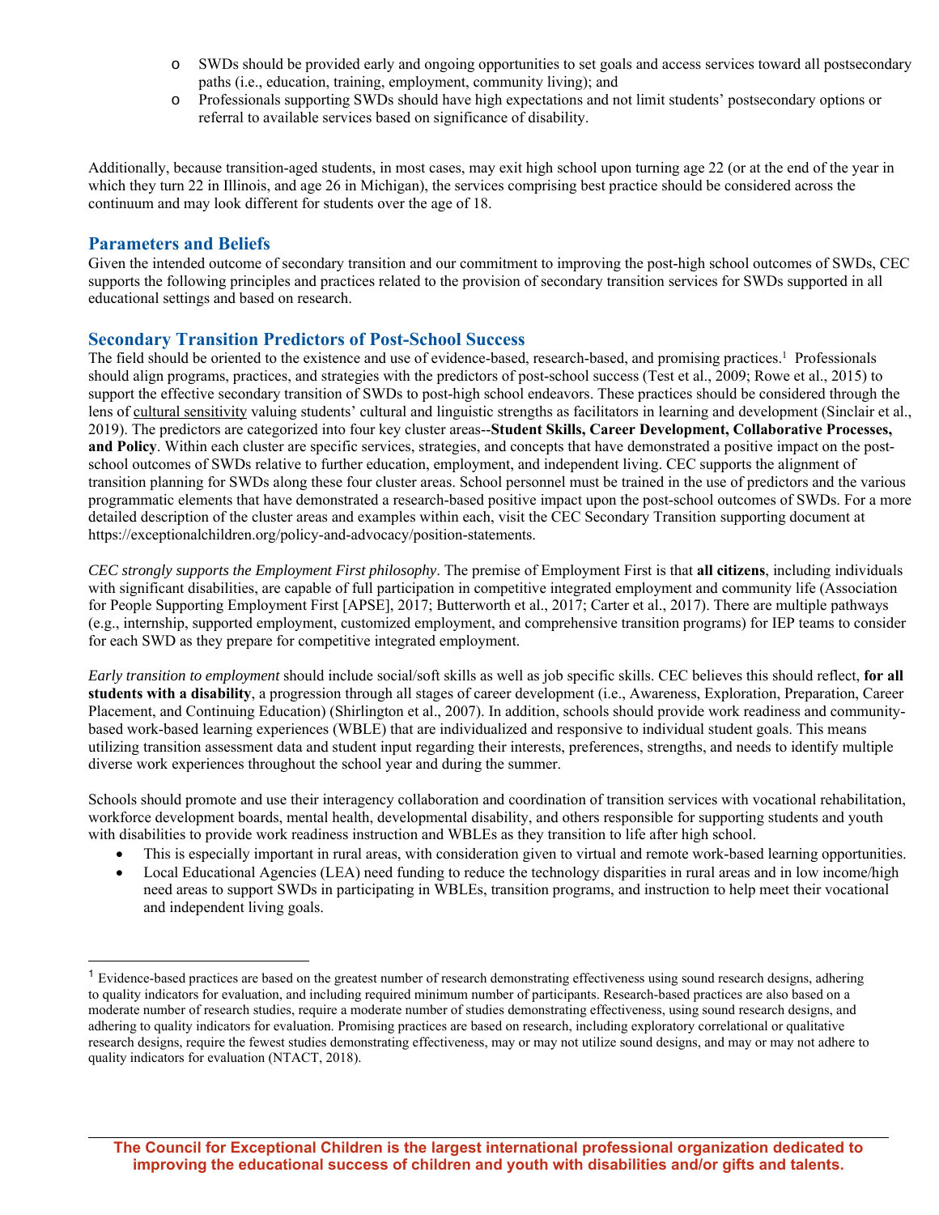- SWDs should be provided early and ongoing opportunities to set goals and access services toward all postsecondary paths (i.e., education, training, employment, community living); and
- Professionals supporting SWDs should have high expectations and not limit students' postsecondary options or referral to available services based on significance of disability.

Additionally, because transition-aged students, in most cases, may exit high school upon turning age 22 (or at the end of the year in which they turn 22 in Illinois, and age 26 in Michigan), the services comprising best practice should be considered across the continuum and may look different for students over the age of 18.

## Parameters and Beliefs

Given the intended outcome of secondary transition and our commitment to improving the post-high school outcomes of SWDs, CEC supports the following principles and practices related to the provision of secondary transition services for SWDs supported in all educational settings and based on research.

## Secondary Transition Predictors of Post-School Success

The field should be oriented to the existence and use of evidence-based, research-based, and promising practices.[1] Professionals should align programs, practices, and strategies with the predictors of post-school success (Test et al., 2009; Rowe et al., 2015) to support the effective secondary transition of SWDs to post-high school endeavors. These practices should be considered through the lens of cultural sensitivity valuing students' cultural and linguistic strengths as facilitators in learning and development (Sinclair et al., 2019). The predictors are categorized into four key cluster areas--**Student Skills, Career Development, Collaborative Processes, and Policy**. Within each cluster are specific services, strategies, and concepts that have demonstrated a positive impact on the post-school outcomes of SWDs relative to further education, employment, and independent living. CEC supports the alignment of transition planning for SWDs along these four cluster areas. School personnel must be trained in the use of predictors and the various programmatic elements that have demonstrated a research-based positive impact upon the post-school outcomes of SWDs. For a more detailed description of the cluster areas and examples within each, visit the CEC Secondary Transition supporting document at https://exceptionalchildren.org/policy-and-advocacy/position-statements.

*CEC strongly supports the Employment First philosophy*. The premise of Employment First is that **all citizens**, including individuals with significant disabilities, are capable of full participation in competitive integrated employment and community life (Association for People Supporting Employment First [APSE], 2017; Butterworth et al., 2017; Carter et al., 2017). There are multiple pathways (e.g., internship, supported employment, customized employment, and comprehensive transition programs) for IEP teams to consider for each SWD as they prepare for competitive integrated employment.

*Early transition to employment* should include social/soft skills as well as job specific skills. CEC believes this should reflect, **for all students with a disability**, a progression through all stages of career development (i.e., Awareness, Exploration, Preparation, Career Placement, and Continuing Education) (Shirlington et al., 2007). In addition, schools should provide work readiness and community-based work-based learning experiences (WBLE) that are individualized and responsive to individual student goals. This means utilizing transition assessment data and student input regarding their interests, preferences, strengths, and needs to identify multiple diverse work experiences throughout the school year and during the summer.

Schools should promote and use their interagency collaboration and coordination of transition services with vocational rehabilitation, workforce development boards, mental health, developmental disability, and others responsible for supporting students and youth with disabilities to provide work readiness instruction and WBLEs as they transition to life after high school.

- This is especially important in rural areas, with consideration given to virtual and remote work-based learning opportunities.
- Local Educational Agencies (LEA) need funding to reduce the technology disparities in rural areas and in low income/high need areas to support SWDs in participating in WBLEs, transition programs, and instruction to help meet their vocational and independent living goals.

---

[1] Evidence-based practices are based on the greatest number of research demonstrating effectiveness using sound research designs, adhering to quality indicators for evaluation, and including required minimum number of participants. Research-based practices are also based on a moderate number of research studies, require a moderate number of studies demonstrating effectiveness, using sound research designs, and adhering to quality indicators for evaluation. Promising practices are based on research, including exploratory correlational or qualitative research designs, require the fewest studies demonstrating effectiveness, may or may not utilize sound designs, and may or may not adhere to quality indicators for evaluation (NTACT, 2018).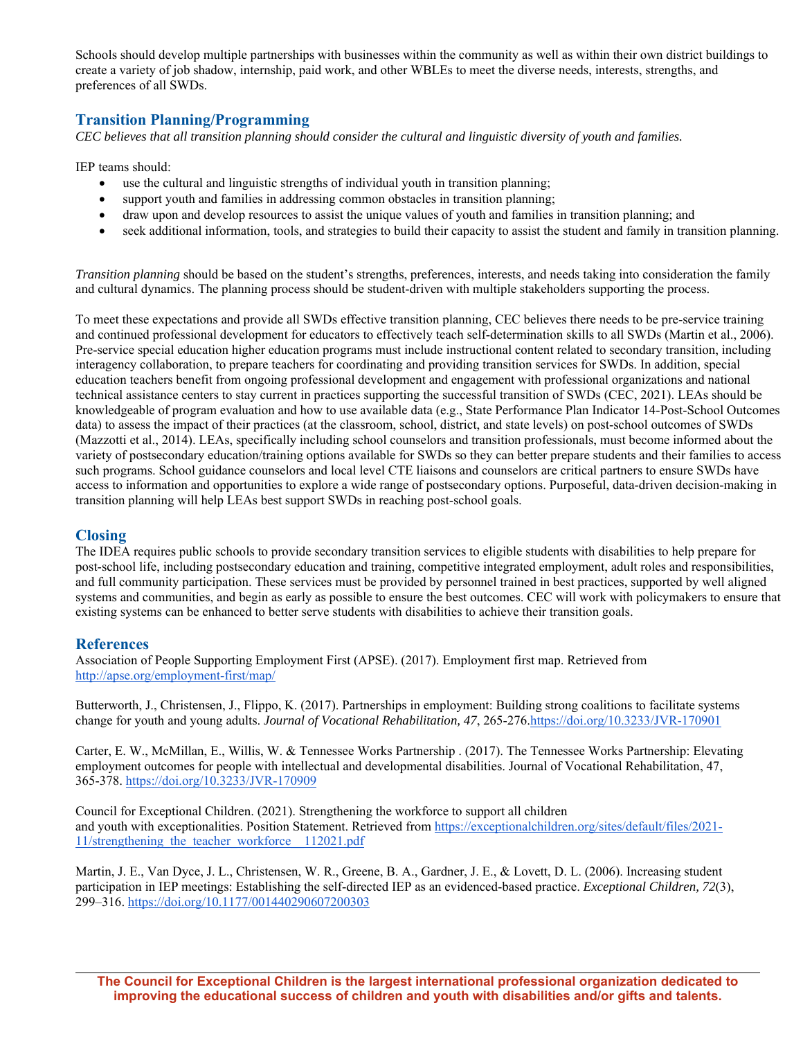Schools should develop multiple partnerships with businesses within the community as well as within their own district buildings to create a variety of job shadow, internship, paid work, and other WBLEs to meet the diverse needs, interests, strengths, and preferences of all SWDs.

## Transition Planning/Programming

*CEC believes that all transition planning should consider the cultural and linguistic diversity of youth and families.*

IEP teams should:

- use the cultural and linguistic strengths of individual youth in transition planning;
- support youth and families in addressing common obstacles in transition planning;
- draw upon and develop resources to assist the unique values of youth and families in transition planning; and
- seek additional information, tools, and strategies to build their capacity to assist the student and family in transition planning.

*Transition planning* should be based on the student's strengths, preferences, interests, and needs taking into consideration the family and cultural dynamics. The planning process should be student-driven with multiple stakeholders supporting the process.

To meet these expectations and provide all SWDs effective transition planning, CEC believes there needs to be pre-service training and continued professional development for educators to effectively teach self-determination skills to all SWDs (Martin et al., 2006). Pre-service special education higher education programs must include instructional content related to secondary transition, including interagency collaboration, to prepare teachers for coordinating and providing transition services for SWDs. In addition, special education teachers benefit from ongoing professional development and engagement with professional organizations and national technical assistance centers to stay current in practices supporting the successful transition of SWDs (CEC, 2021). LEAs should be knowledgeable of program evaluation and how to use available data (e.g., State Performance Plan Indicator 14-Post-School Outcomes data) to assess the impact of their practices (at the classroom, school, district, and state levels) on post-school outcomes of SWDs (Mazzotti et al., 2014). LEAs, specifically including school counselors and transition professionals, must become informed about the variety of postsecondary education/training options available for SWDs so they can better prepare students and their families to access such programs. School guidance counselors and local level CTE liaisons and counselors are critical partners to ensure SWDs have access to information and opportunities to explore a wide range of postsecondary options. Purposeful, data-driven decision-making in transition planning will help LEAs best support SWDs in reaching post-school goals.

## Closing

The IDEA requires public schools to provide secondary transition services to eligible students with disabilities to help prepare for post-school life, including postsecondary education and training, competitive integrated employment, adult roles and responsibilities, and full community participation. These services must be provided by personnel trained in best practices, supported by well aligned systems and communities, and begin as early as possible to ensure the best outcomes. CEC will work with policymakers to ensure that existing systems can be enhanced to better serve students with disabilities to achieve their transition goals.

## References

Association of People Supporting Employment First (APSE). (2017). Employment first map. Retrieved from http://apse.org/employment-first/map/

Butterworth, J., Christensen, J., Flippo, K. (2017). Partnerships in employment: Building strong coalitions to facilitate systems change for youth and young adults. *Journal of Vocational Rehabilitation, 47*, 265-276.https://doi.org/10.3233/JVR-170901

Carter, E. W., McMillan, E., Willis, W. & Tennessee Works Partnership . (2017). The Tennessee Works Partnership: Elevating employment outcomes for people with intellectual and developmental disabilities. Journal of Vocational Rehabilitation, 47, 365-378. https://doi.org/10.3233/JVR-170909

Council for Exceptional Children. (2021). Strengthening the workforce to support all children and youth with exceptionalities. Position Statement. Retrieved from https://exceptionalchildren.org/sites/default/files/2021-11/strengthening_the_teacher_workforce__112021.pdf

Martin, J. E., Van Dyce, J. L., Christensen, W. R., Greene, B. A., Gardner, J. E., & Lovett, D. L. (2006). Increasing student participation in IEP meetings: Establishing the self-directed IEP as an evidenced-based practice. *Exceptional Children, 72*(3), 299–316. https://doi.org/10.1177/001440290607200303

**The Council for Exceptional Children is the largest international professional organization dedicated to improving the educational success of children and youth with disabilities and/or gifts and talents.**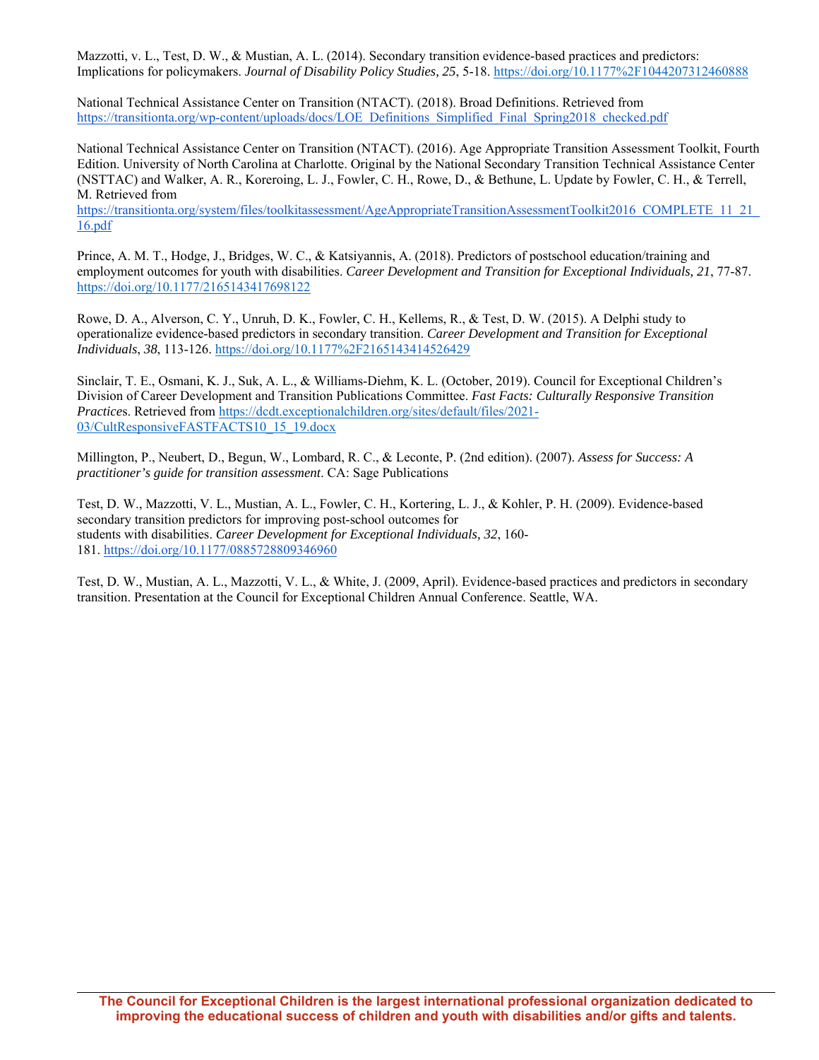Mazzotti, v. L., Test, D. W., & Mustian, A. L. (2014). Secondary transition evidence-based practices and predictors: Implications for policymakers. *Journal of Disability Policy Studies, 25*, 5-18. https://doi.org/10.1177%2F1044207312460888

National Technical Assistance Center on Transition (NTACT). (2018). Broad Definitions. Retrieved from https://transitionta.org/wp-content/uploads/docs/LOE_Definitions_Simplified_Final_Spring2018_checked.pdf

National Technical Assistance Center on Transition (NTACT). (2016). Age Appropriate Transition Assessment Toolkit, Fourth Edition. University of North Carolina at Charlotte. Original by the National Secondary Transition Technical Assistance Center (NSTTAC) and Walker, A. R., Koreroing, L. J., Fowler, C. H., Rowe, D., & Bethune, L. Update by Fowler, C. H., & Terrell, M. Retrieved from https://transitionta.org/system/files/toolkitassessment/AgeAppropriateTransitionAssessmentToolkit2016_COMPLETE_11_21_16.pdf

Prince, A. M. T., Hodge, J., Bridges, W. C., & Katsiyannis, A. (2018). Predictors of postschool education/training and employment outcomes for youth with disabilities. *Career Development and Transition for Exceptional Individuals, 21*, 77-87. https://doi.org/10.1177/2165143417698122

Rowe, D. A., Alverson, C. Y., Unruh, D. K., Fowler, C. H., Kellems, R., & Test, D. W. (2015). A Delphi study to operationalize evidence-based predictors in secondary transition. *Career Development and Transition for Exceptional Individuals*, *38*, 113-126. https://doi.org/10.1177%2F2165143414526429

Sinclair, T. E., Osmani, K. J., Suk, A. L., & Williams-Diehm, K. L. (October, 2019). Council for Exceptional Children's Division of Career Development and Transition Publications Committee. *Fast Facts: Culturally Responsive Transition Practices*. Retrieved from https://dcdt.exceptionalchildren.org/sites/default/files/2021-03/CultResponsiveFASTFACTS10_15_19.docx

Millington, P., Neubert, D., Begun, W., Lombard, R. C., & Leconte, P. (2nd edition). (2007). *Assess for Success: A practitioner's guide for transition assessment*. CA: Sage Publications

Test, D. W., Mazzotti, V. L., Mustian, A. L., Fowler, C. H., Kortering, L. J., & Kohler, P. H. (2009). Evidence-based secondary transition predictors for improving post-school outcomes for students with disabilities. *Career Development for Exceptional Individuals, 32*, 160-181. https://doi.org/10.1177/0885728809346960

Test, D. W., Mustian, A. L., Mazzotti, V. L., & White, J. (2009, April). Evidence-based practices and predictors in secondary transition. Presentation at the Council for Exceptional Children Annual Conference. Seattle, WA.

**The Council for Exceptional Children is the largest international professional organization dedicated to improving the educational success of children and youth with disabilities and/or gifts and talents.**